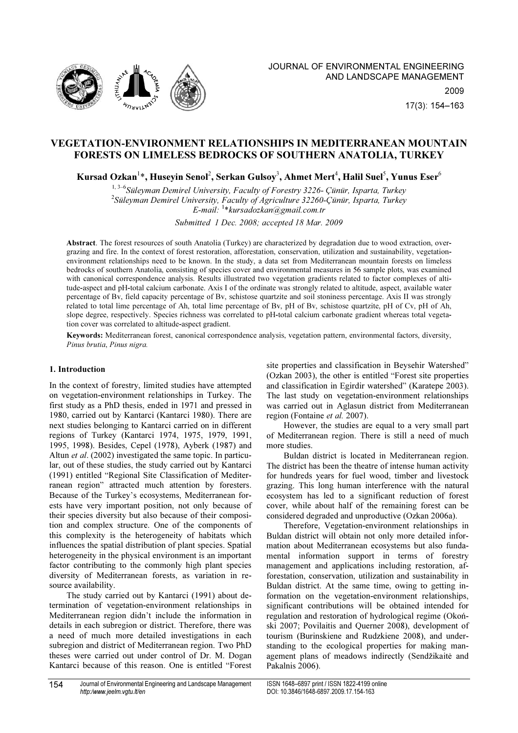# VEGETATION-ENVIRONMENT RELATIONSHIPS IN MEDITERRANEAN MOUNTAIN FORESTS ON LIMELESS BEDROCKS OF SOUTHERN ANATOLIA, TURKEY

**Kursad Ozkan[1]*, Huseyin Senol[2], Serkan Gulsoy[3], Ahmet Mert[4], Halil Suel[5], Yunus Eser[6]**

[1, 3–6]*Süleyman Demirel University, Faculty of Forestry 3226- Çünür, Isparta, Turkey*
[2]*Süleyman Demirel University, Faculty of Agriculture 32260-Çünür, Isparta, Turkey*
*E-mail:* [1]**kursadozkan@gmail.com.tr*

*Submitted 1 Dec. 2008; accepted 18 Mar. 2009*

**Abstract**. The forest resources of south Anatolia (Turkey) are characterized by degradation due to wood extraction, overgrazing and fire. In the context of forest restoration, afforestation, conservation, utilization and sustainability, vegetation-environment relationships need to be known. In the study, a data set from Mediterranean mountain forests on limeless bedrocks of southern Anatolia, consisting of species cover and environmental measures in 56 sample plots, was examined with canonical correspondence analysis. Results illustrated two vegetation gradients related to factor complexes of altitude-aspect and pH-total calcium carbonate. Axis I of the ordinate was strongly related to altitude, aspect, available water percentage of Bv, field capacity percentage of Bv, schistose quartzite and soil stoniness percentage. Axis II was strongly related to total lime percentage of Ah, total lime percentage of Bv, pH of Bv, schistose quartzite, pH of Cv, pH of Ah, slope degree, respectively. Species richness was correlated to pH-total calcium carbonate gradient whereas total vegetation cover was correlated to altitude-aspect gradient.

**Keywords:** Mediterranean forest, canonical correspondence analysis, vegetation pattern, environmental factors, diversity, *Pinus brutia*, *Pinus nigra*.

## 1. Introduction

In the context of forestry, limited studies have attempted on vegetation-environment relationships in Turkey. The first study as a PhD thesis, ended in 1971 and pressed in 1980, carried out by Kantarci (Kantarci 1980). There are next studies belonging to Kantarci carried on in different regions of Turkey (Kantarci 1974, 1975, 1979, 1991, 1995, 1998). Besides, Cepel (1978), Ayberk (1987) and Altun *et al*. (2002) investigated the same topic. In particular, out of these studies, the study carried out by Kantarci (1991) entitled "Regional Site Classification of Mediterranean region" attracted much attention by foresters. Because of the Turkey's ecosystems, Mediterranean forests have very important position, not only because of their species diversity but also because of their composition and complex structure. One of the components of this complexity is the heterogeneity of habitats which influences the spatial distribution of plant species. Spatial heterogeneity in the physical environment is an important factor contributing to the commonly high plant species diversity of Mediterranean forests, as variation in resource availability.

The study carried out by Kantarci (1991) about determination of vegetation-environment relationships in Mediterranean region didn't include the information in details in each subregion or district. Therefore, there was a need of much more detailed investigations in each subregion and district of Mediterranean region. Two PhD theses were carried out under control of Dr. M. Dogan Kantarci because of this reason. One is entitled "Forest site properties and classification in Beysehir Watershed" (Ozkan 2003), the other is entitled "Forest site properties and classification in Egirdir watershed" (Karatepe 2003). The last study on vegetation-environment relationships was carried out in Aglasun district from Mediterranean region (Fontaine *et al.* 2007).

However, the studies are equal to a very small part of Mediterranean region. There is still a need of much more studies.

Buldan district is located in Mediterranean region. The district has been the theatre of intense human activity for hundreds years for fuel wood, timber and livestock grazing. This long human interference with the natural ecosystem has led to a significant reduction of forest cover, while about half of the remaining forest can be considered degraded and unproductive (Ozkan 2006a).

Therefore, Vegetation-environment relationships in Buldan district will obtain not only more detailed information about Mediterranean ecosystems but also fundamental information support in terms of forestry management and applications including restoration, afforestation, conservation, utilization and sustainability in Buldan district. At the same time, owing to getting information on the vegetation-environment relationships, significant contributions will be obtained intended for regulation and restoration of hydrological regime (Okoński 2007; Povilaitis and Querner 2008), development of tourism (Burinskiene and Rudzkiene 2008), and understanding to the ecological properties for making management plans of meadows indirectly (Sendžikaitė and Pakalnis 2006).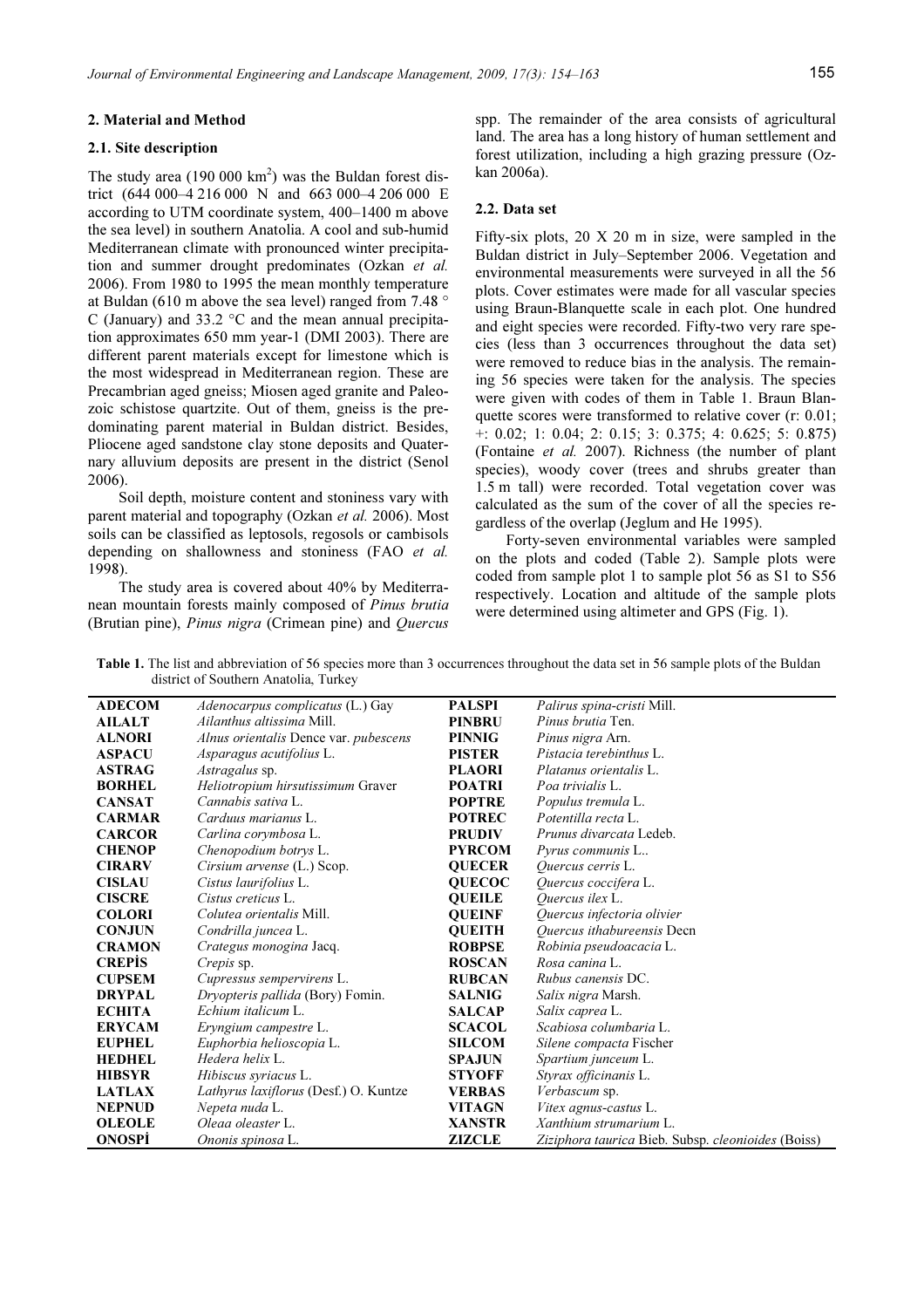## 2. Material and Method

### 2.1. Site description

The study area (190 000 km$^2$) was the Buldan forest district (644 000–4 216 000 N and 663 000–4 206 000 E according to UTM coordinate system, 400–1400 m above the sea level) in southern Anatolia. A cool and sub-humid Mediterranean climate with pronounced winter precipitation and summer drought predominates (Ozkan *et al.* 2006). From 1980 to 1995 the mean monthly temperature at Buldan (610 m above the sea level) ranged from 7.48 °C (January) and 33.2 °C and the mean annual precipitation approximates 650 mm year-1 (DMI 2003). There are different parent materials except for limestone which is the most widespread in Mediterranean region. These are Precambrian aged gneiss; Miosen aged granite and Paleozoic schistose quartzite. Out of them, gneiss is the predominating parent material in Buldan district. Besides, Pliocene aged sandstone clay stone deposits and Quaternary alluvium deposits are present in the district (Senol 2006).

Soil depth, moisture content and stoniness vary with parent material and topography (Ozkan *et al.* 2006). Most soils can be classified as leptosols, regosols or cambisols depending on shallowness and stoniness (FAO *et al.* 1998).

The study area is covered about 40% by Mediterranean mountain forests mainly composed of *Pinus brutia* (Brutian pine), *Pinus nigra* (Crimean pine) and *Quercus* spp. The remainder of the area consists of agricultural land. The area has a long history of human settlement and forest utilization, including a high grazing pressure (Ozkan 2006a).

### 2.2. Data set

Fifty-six plots, 20 X 20 m in size, were sampled in the Buldan district in July–September 2006. Vegetation and environmental measurements were surveyed in all the 56 plots. Cover estimates were made for all vascular species using Braun-Blanquette scale in each plot. One hundred and eight species were recorded. Fifty-two very rare species (less than 3 occurrences throughout the data set) were removed to reduce bias in the analysis. The remaining 56 species were taken for the analysis. The species were given with codes of them in Table 1. Braun Blanquette scores were transformed to relative cover (r: 0.01; +: 0.02; 1: 0.04; 2: 0.15; 3: 0.375; 4: 0.625; 5: 0.875) (Fontaine *et al.* 2007). Richness (the number of plant species), woody cover (trees and shrubs greater than 1.5 m tall) were recorded. Total vegetation cover was calculated as the sum of the cover of all the species regardless of the overlap (Jeglum and He 1995).

Forty-seven environmental variables were sampled on the plots and coded (Table 2). Sample plots were coded from sample plot 1 to sample plot 56 as S1 to S56 respectively. Location and altitude of the sample plots were determined using altimeter and GPS (Fig. 1).

**Table 1.** The list and abbreviation of 56 species more than 3 occurrences throughout the data set in 56 sample plots of the Buldan district of Southern Anatolia, Turkey

| | | | |
|---|---|---|---|
| **ADECOM** | *Adenocarpus complicatus* (L.) Gay | **PALSPI** | *Palirus spina-cristi* Mill. |
| **AILALT** | *Ailanthus altissima* Mill. | **PINBRU** | *Pinus brutia* Ten. |
| **ALNORI** | *Alnus orientalis* Dence var. *pubescens* | **PINNIG** | *Pinus nigra* Arn. |
| **ASPACU** | *Asparagus acutifolius* L. | **PISTER** | *Pistacia terebinthus* L. |
| **ASTRAG** | *Astragalus* sp. | **PLAORI** | *Platanus orientalis* L. |
| **BORHEL** | *Heliotropium hirsutissimum* Graver | **POATRI** | *Poa trivialis* L. |
| **CANSAT** | *Cannabis sativa* L. | **POPTRE** | *Populus tremula* L. |
| **CARMAR** | *Carduus marianus* L. | **POTREC** | *Potentilla recta* L. |
| **CARCOR** | *Carlina corymbosa* L. | **PRUDIV** | *Prunus divarcata* Ledeb. |
| **CHENOP** | *Chenopodium botrys* L. | **PYRCOM** | *Pyrus communis* L.. |
| **CIRARV** | *Cirsium arvense* (L.) Scop. | **QUECER** | *Quercus cerris* L. |
| **CISLAU** | *Cistus laurifolius* L. | **QUECOC** | *Quercus coccifera* L. |
| **CISCRE** | *Cistus creticus* L. | **QUEILE** | *Quercus ilex* L. |
| **COLORI** | *Colutea orientalis* Mill. | **QUEINF** | *Quercus infectoria olivier* |
| **CONJUN** | *Condrilla juncea* L. | **QUEITH** | *Quercus ithabureensis* Decn |
| **CRAMON** | *Crategus monogina* Jacq. | **ROBPSE** | *Robinia pseudoacacia* L. |
| **CREPİS** | *Crepis* sp. | **ROSCAN** | *Rosa canina* L. |
| **CUPSEM** | *Cupressus sempervirens* L. | **RUBCAN** | *Rubus canensis* DC. |
| **DRYPAL** | *Dryopteris pallida* (Bory) Fomin. | **SALNIG** | *Salix nigra* Marsh. |
| **ECHITA** | *Echium italicum* L. | **SALCAP** | *Salix caprea* L. |
| **ERYCAM** | *Eryngium campestre* L. | **SCACOL** | *Scabiosa columbaria* L. |
| **EUPHEL** | *Euphorbia helioscopia* L. | **SILCOM** | *Silene compacta* Fischer |
| **HEDHEL** | *Hedera helix* L. | **SPAJUN** | *Spartium junceum* L. |
| **HIBSYR** | *Hibiscus syriacus* L. | **STYOFF** | *Styrax officinanis* L. |
| **LATLAX** | *Lathyrus laxiflorus* (Desf.) O. Kuntze | **VERBAS** | *Verbascum* sp. |
| **NEPNUD** | *Nepeta nuda* L. | **VITAGN** | *Vitex agnus-castus* L. |
| **OLEOLE** | *Oleaa oleaster* L. | **XANSTR** | *Xanthium strumarium* L. |
| **ONOSPİ** | *Ononis spinosa* L. | **ZIZCLE** | *Ziziphora taurica* Bieb. Subsp. *cleonioides* (Boiss) |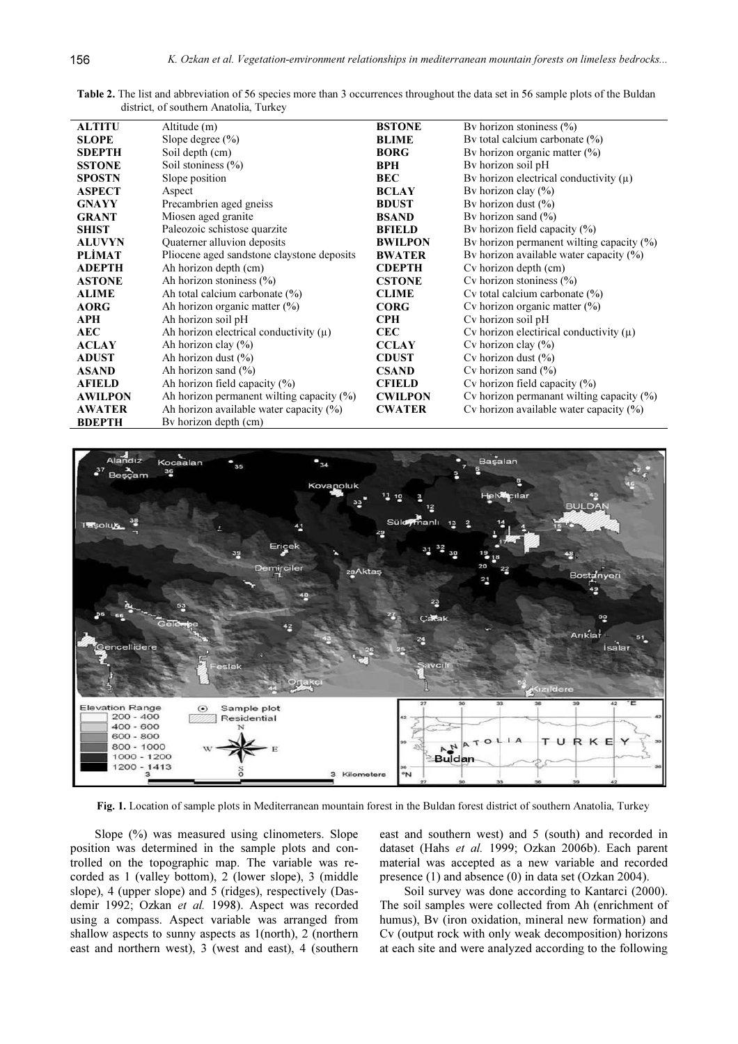**Table 2.** The list and abbreviation of 56 species more than 3 occurrences throughout the data set in 56 sample plots of the Buldan district, of southern Anatolia, Turkey

| | | | |
|---|---|---|---|
| **ALTITU** | Altitude (m) | **BSTONE** | Bv horizon stoniness (%) |
| **SLOPE** | Slope degree (%) | **BLIME** | Bv total calcium carbonate (%) |
| **SDEPTH** | Soil depth (cm) | **BORG** | Bv horizon organic matter (%) |
| **SSTONE** | Soil stoniness (%) | **BPH** | Bv horizon soil pH |
| **SPOSTN** | Slope position | **BEC** | Bv horizon electrical conductivity (μ) |
| **ASPECT** | Aspect | **BCLAY** | Bv horizon clay (%) |
| **GNAYY** | Precambrien aged gneiss | **BDUST** | Bv horizon dust (%) |
| **GRANT** | Miosen aged granite | **BSAND** | Bv horizon sand (%) |
| **SHIST** | Paleozoic schistose quarzite | **BFIELD** | Bv horizon field capacity (%) |
| **ALUVYN** | Quaterner alluvion deposits | **BWILPON** | Bv horizon permanent wilting capacity (%) |
| **PLİMAT** | Pliocene aged sandstone claystone deposits | **BWATER** | Bv horizon available water capacity (%) |
| **ADEPTH** | Ah horizon depth (cm) | **CDEPTH** | Cv horizon depth (cm) |
| **ASTONE** | Ah horizon stoniness (%) | **CSTONE** | Cv horizon stoniness (%) |
| **ALIME** | Ah total calcium carbonate (%) | **CLIME** | Cv total calcium carbonate (%) |
| **AORG** | Ah horizon organic matter (%) | **CORG** | Cv horizon organic matter (%) |
| **APH** | Ah horizon soil pH | **CPH** | Cv horizon soil pH |
| **AEC** | Ah horizon electrical conductivity (μ) | **CEC** | Cv horizon electirical conductivity (μ) |
| **ACLAY** | Ah horizon clay (%) | **CCLAY** | Cv horizon clay (%) |
| **ADUST** | Ah horizon dust (%) | **CDUST** | Cv horizon dust (%) |
| **ASAND** | Ah horizon sand (%) | **CSAND** | Cv horizon sand (%) |
| **AFIELD** | Ah horizon field capacity (%) | **CFIELD** | Cv horizon field capacity (%) |
| **AWILPON** | Ah horizon permanent wilting capacity (%) | **CWILPON** | Cv horizon permanant wilting capacity (%) |
| **AWATER** | Ah horizon available water capacity (%) | **CWATER** | Cv horizon available water capacity (%) |
| **BDEPTH** | Bv horizon depth (cm) | | |

**Fig. 1.** Location of sample plots in Mediterranean mountain forest in the Buldan forest district of southern Anatolia, Turkey

Slope (%) was measured using clinometers. Slope position was determined in the sample plots and controlled on the topographic map. The variable was recorded as 1 (valley bottom), 2 (lower slope), 3 (middle slope), 4 (upper slope) and 5 (ridges), respectively (Dasdemir 1992; Ozkan *et al.* 1998). Aspect was recorded using a compass. Aspect variable was arranged from shallow aspects to sunny aspects as 1(north), 2 (northern east and northern west), 3 (west and east), 4 (southern east and southern west) and 5 (south) and recorded in dataset (Hahs *et al.* 1999; Ozkan 2006b). Each parent material was accepted as a new variable and recorded presence (1) and absence (0) in data set (Ozkan 2004).

Soil survey was done according to Kantarci (2000). The soil samples were collected from Ah (enrichment of humus), Bv (iron oxidation, mineral new formation) and Cv (output rock with only weak decomposition) horizons at each site and were analyzed according to the following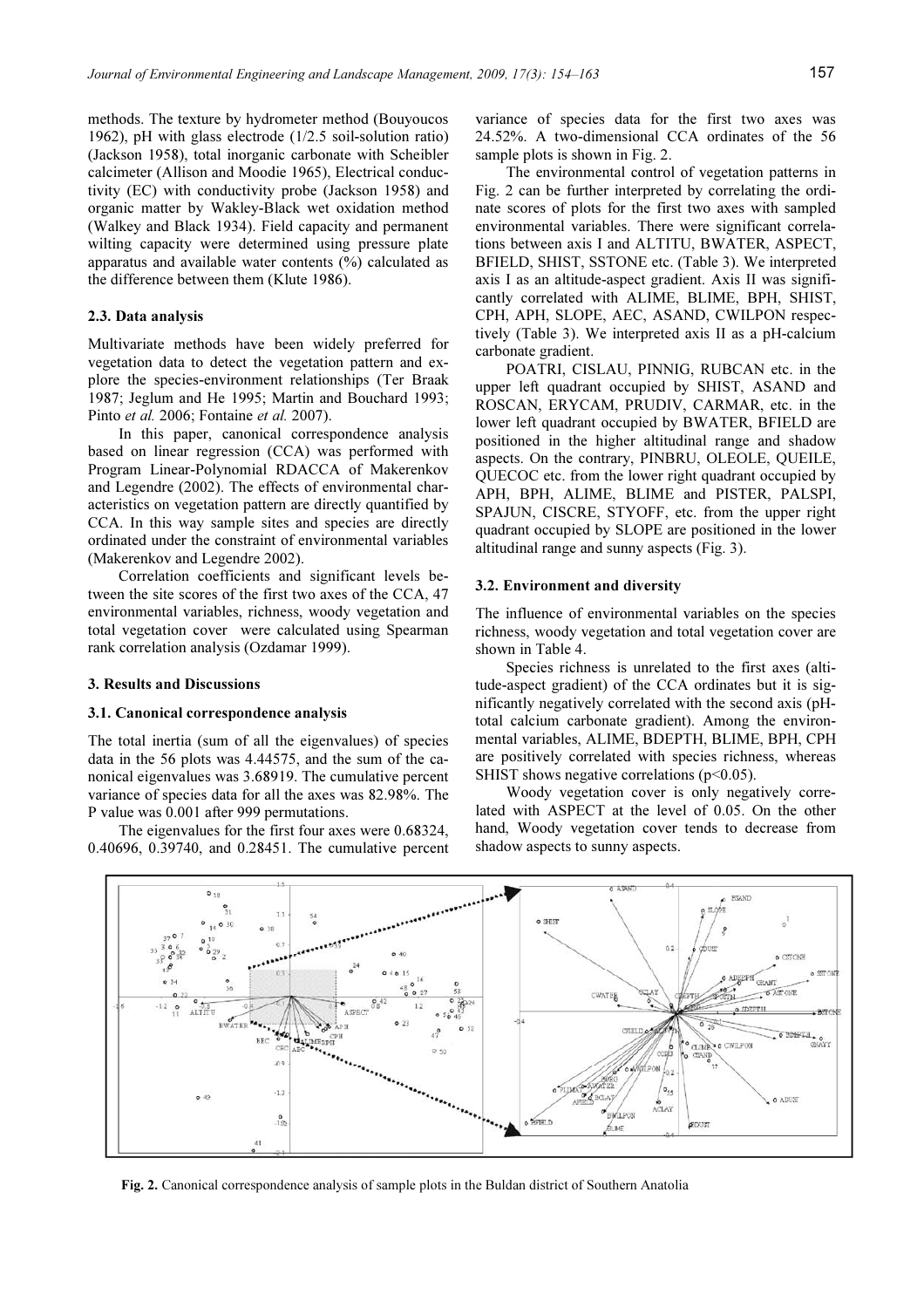methods. The texture by hydrometer method (Bouyoucos 1962), pH with glass electrode (1/2.5 soil-solution ratio) (Jackson 1958), total inorganic carbonate with Scheibler calcimeter (Allison and Moodie 1965), Electrical conductivity (EC) with conductivity probe (Jackson 1958) and organic matter by Wakley-Black wet oxidation method (Walkey and Black 1934). Field capacity and permanent wilting capacity were determined using pressure plate apparatus and available water contents (%) calculated as the difference between them (Klute 1986).

### 2.3. Data analysis

Multivariate methods have been widely preferred for vegetation data to detect the vegetation pattern and explore the species-environment relationships (Ter Braak 1987; Jeglum and He 1995; Martin and Bouchard 1993; Pinto *et al.* 2006; Fontaine *et al.* 2007).

In this paper, canonical correspondence analysis based on linear regression (CCA) was performed with Program Linear-Polynomial RDACCA of Makerenkov and Legendre (2002). The effects of environmental characteristics on vegetation pattern are directly quantified by CCA. In this way sample sites and species are directly ordinated under the constraint of environmental variables (Makerenkov and Legendre 2002).

Correlation coefficients and significant levels between the site scores of the first two axes of the CCA, 47 environmental variables, richness, woody vegetation and total vegetation cover were calculated using Spearman rank correlation analysis (Ozdamar 1999).

## 3. Results and Discussions

### 3.1. Canonical correspondence analysis

The total inertia (sum of all the eigenvalues) of species data in the 56 plots was 4.44575, and the sum of the canonical eigenvalues was 3.68919. The cumulative percent variance of species data for all the axes was 82.98%. The P value was 0.001 after 999 permutations.

The eigenvalues for the first four axes were 0.68324, 0.40696, 0.39740, and 0.28451. The cumulative percent variance of species data for the first two axes was 24.52%. A two-dimensional CCA ordinates of the 56 sample plots is shown in Fig. 2.

The environmental control of vegetation patterns in Fig. 2 can be further interpreted by correlating the ordinate scores of plots for the first two axes with sampled environmental variables. There were significant correlations between axis I and ALTITU, BWATER, ASPECT, BFIELD, SHIST, SSTONE etc. (Table 3). We interpreted axis I as an altitude-aspect gradient. Axis II was significantly correlated with ALIME, BLIME, BPH, SHIST, CPH, APH, SLOPE, AEC, ASAND, CWILPON respectively (Table 3). We interpreted axis II as a pH-calcium carbonate gradient.

POATRI, CISLAU, PINNIG, RUBCAN etc. in the upper left quadrant occupied by SHIST, ASAND and ROSCAN, ERYCAM, PRUDIV, CARMAR, etc. in the lower left quadrant occupied by BWATER, BFIELD are positioned in the higher altitudinal range and shadow aspects. On the contrary, PINBRU, OLEOLE, QUEILE, QUECOC etc. from the lower right quadrant occupied by APH, BPH, ALIME, BLIME and PISTER, PALSPI, SPAJUN, CISCRE, STYOFF, etc. from the upper right quadrant occupied by SLOPE are positioned in the lower altitudinal range and sunny aspects (Fig. 3).

### 3.2. Environment and diversity

The influence of environmental variables on the species richness, woody vegetation and total vegetation cover are shown in Table 4.

Species richness is unrelated to the first axes (altitude-aspect gradient) of the CCA ordinates but it is significantly negatively correlated with the second axis (pH-total calcium carbonate gradient). Among the environmental variables, ALIME, BDEPTH, BLIME, BPH, CPH are positively correlated with species richness, whereas SHIST shows negative correlations ($p<0.05$).

Woody vegetation cover is only negatively correlated with ASPECT at the level of 0.05. On the other hand, Woody vegetation cover tends to decrease from shadow aspects to sunny aspects.

**Fig. 2.** Canonical correspondence analysis of sample plots in the Buldan district of Southern Anatolia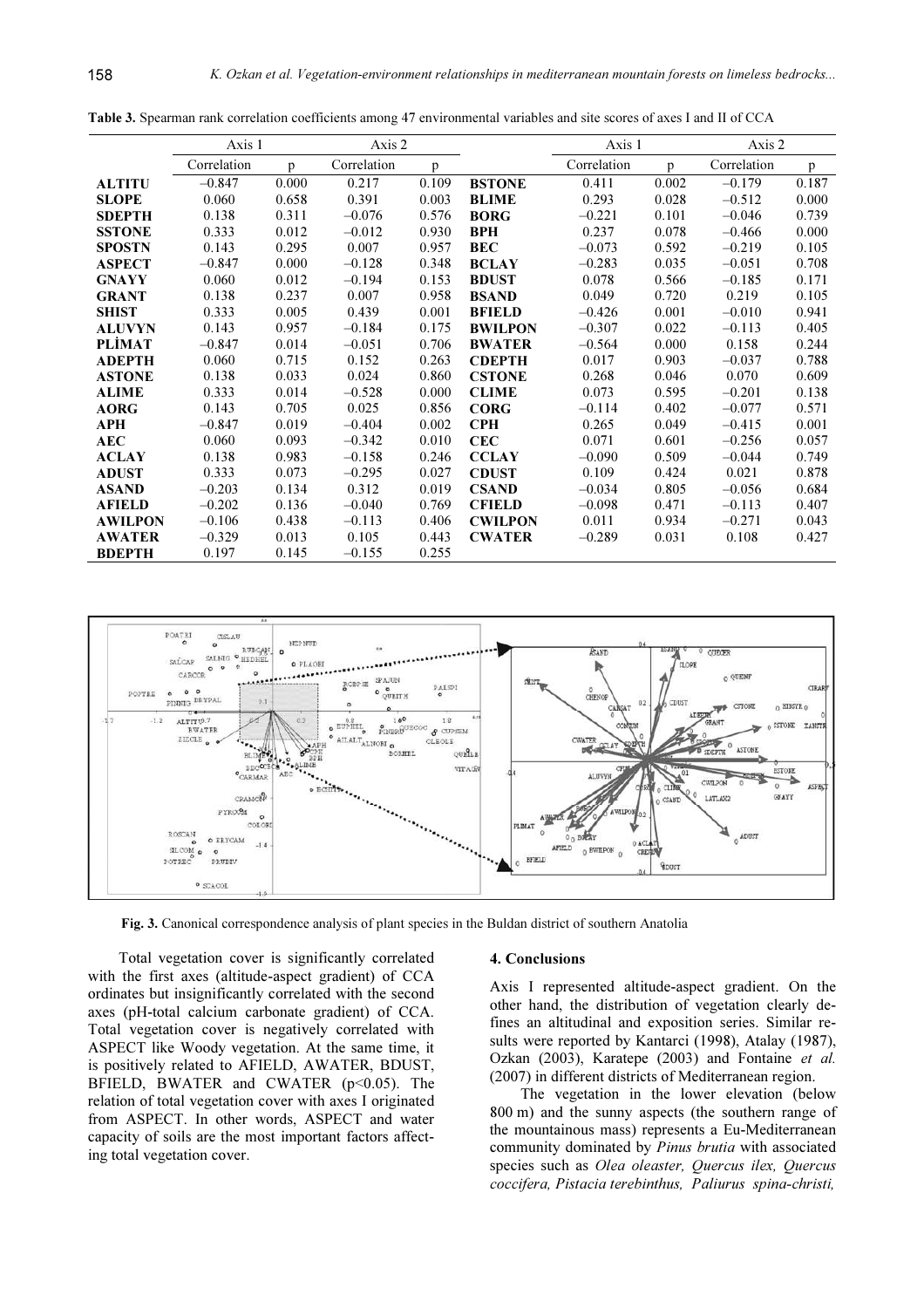**Table 3.** Spearman rank correlation coefficients among 47 environmental variables and site scores of axes I and II of CCA

| | Axis 1 | | Axis 2 | | | Axis 1 | | Axis 2 | |
|---|---|---|---|---|---|---|---|---|---|
| | Correlation | p | Correlation | p | | Correlation | p | Correlation | p |
| **ALTITU** | –0.847 | 0.000 | 0.217 | 0.109 | **BSTONE** | 0.411 | 0.002 | –0.179 | 0.187 |
| **SLOPE** | 0.060 | 0.658 | 0.391 | 0.003 | **BLIME** | 0.293 | 0.028 | –0.512 | 0.000 |
| **SDEPTH** | 0.138 | 0.311 | –0.076 | 0.576 | **BORG** | –0.221 | 0.101 | –0.046 | 0.739 |
| **SSTONE** | 0.333 | 0.012 | –0.012 | 0.930 | **BPH** | 0.237 | 0.078 | –0.466 | 0.000 |
| **SPOSTN** | 0.143 | 0.295 | 0.007 | 0.957 | **BEC** | –0.073 | 0.592 | –0.219 | 0.105 |
| **ASPECT** | –0.847 | 0.000 | –0.128 | 0.348 | **BCLAY** | –0.283 | 0.035 | –0.051 | 0.708 |
| **GNAYY** | 0.060 | 0.012 | –0.194 | 0.153 | **BDUST** | 0.078 | 0.566 | –0.185 | 0.171 |
| **GRANT** | 0.138 | 0.237 | 0.007 | 0.958 | **BSAND** | 0.049 | 0.720 | 0.219 | 0.105 |
| **SHIST** | 0.333 | 0.005 | 0.439 | 0.001 | **BFIELD** | –0.426 | 0.001 | –0.010 | 0.941 |
| **ALUVYN** | 0.143 | 0.957 | –0.184 | 0.175 | **BWILPON** | –0.307 | 0.022 | –0.113 | 0.405 |
| **PLİMAT** | –0.847 | 0.014 | –0.051 | 0.706 | **BWATER** | –0.564 | 0.000 | 0.158 | 0.244 |
| **ADEPTH** | 0.060 | 0.715 | 0.152 | 0.263 | **CDEPTH** | 0.017 | 0.903 | –0.037 | 0.788 |
| **ASTONE** | 0.138 | 0.033 | 0.024 | 0.860 | **CSTONE** | 0.268 | 0.046 | 0.070 | 0.609 |
| **ALIME** | 0.333 | 0.014 | –0.528 | 0.000 | **CLIME** | 0.073 | 0.595 | –0.201 | 0.138 |
| **AORG** | 0.143 | 0.705 | 0.025 | 0.856 | **CORG** | –0.114 | 0.402 | –0.077 | 0.571 |
| **APH** | –0.847 | 0.019 | –0.404 | 0.002 | **CPH** | 0.265 | 0.049 | –0.415 | 0.001 |
| **AEC** | 0.060 | 0.093 | –0.342 | 0.010 | **CEC** | 0.071 | 0.601 | –0.256 | 0.057 |
| **ACLAY** | 0.138 | 0.983 | –0.158 | 0.246 | **CCLAY** | –0.090 | 0.509 | –0.044 | 0.749 |
| **ADUST** | 0.333 | 0.073 | –0.295 | 0.027 | **CDUST** | 0.109 | 0.424 | 0.021 | 0.878 |
| **ASAND** | –0.203 | 0.134 | 0.312 | 0.019 | **CSAND** | –0.034 | 0.805 | –0.056 | 0.684 |
| **AFIELD** | –0.202 | 0.136 | –0.040 | 0.769 | **CFIELD** | –0.098 | 0.471 | –0.113 | 0.407 |
| **AWILPON** | –0.106 | 0.438 | –0.113 | 0.406 | **CWILPON** | 0.011 | 0.934 | –0.271 | 0.043 |
| **AWATER** | –0.329 | 0.013 | 0.105 | 0.443 | **CWATER** | –0.289 | 0.031 | 0.108 | 0.427 |
| **BDEPTH** | 0.197 | 0.145 | –0.155 | 0.255 | | | | | |

**Fig. 3.** Canonical correspondence analysis of plant species in the Buldan district of southern Anatolia

Total vegetation cover is significantly correlated with the first axes (altitude-aspect gradient) of CCA ordinates but insignificantly correlated with the second axes (pH-total calcium carbonate gradient) of CCA. Total vegetation cover is negatively correlated with ASPECT like Woody vegetation. At the same time, it is positively related to AFIELD, AWATER, BDUST, BFIELD, BWATER and CWATER ($p<0.05$). The relation of total vegetation cover with axes I originated from ASPECT. In other words, ASPECT and water capacity of soils are the most important factors affecting total vegetation cover.

## 4. Conclusions

Axis I represented altitude-aspect gradient. On the other hand, the distribution of vegetation clearly defines an altitudinal and exposition series. Similar results were reported by Kantarci (1998), Atalay (1987), Ozkan (2003), Karatepe (2003) and Fontaine *et al.* (2007) in different districts of Mediterranean region.

The vegetation in the lower elevation (below 800 m) and the sunny aspects (the southern range of the mountainous mass) represents a Eu-Mediterranean community dominated by *Pinus brutia* with associated species such as *Olea oleaster, Quercus ilex, Quercus coccifera, Pistacia terebinthus, Paliurus spina-christi,*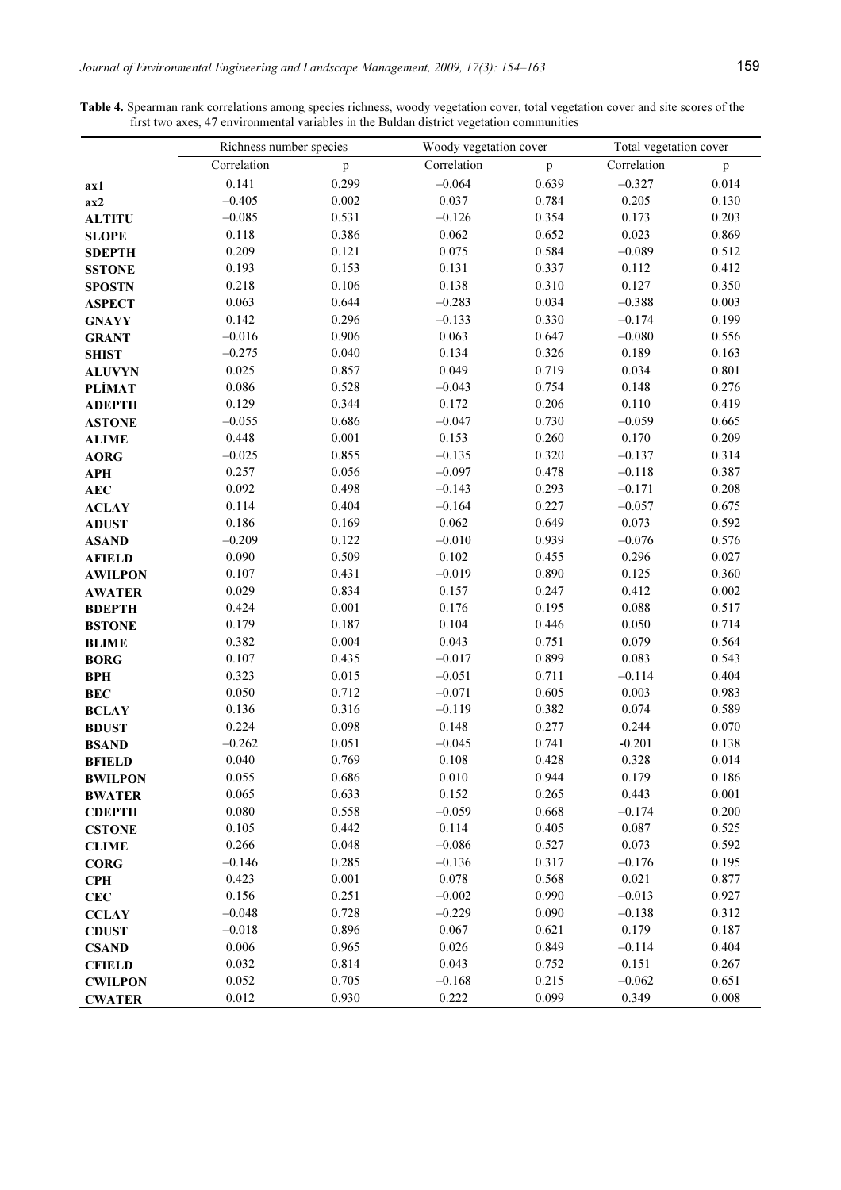**Table 4.** Spearman rank correlations among species richness, woody vegetation cover, total vegetation cover and site scores of the first two axes, 47 environmental variables in the Buldan district vegetation communities

| | Richness number species | | Woody vegetation cover | | Total vegetation cover | |
|---|---|---|---|---|---|---|
| | Correlation | p | Correlation | p | Correlation | p |
| **ax1** | 0.141 | 0.299 | –0.064 | 0.639 | –0.327 | 0.014 |
| **ax2** | –0.405 | 0.002 | 0.037 | 0.784 | 0.205 | 0.130 |
| **ALTITU** | –0.085 | 0.531 | –0.126 | 0.354 | 0.173 | 0.203 |
| **SLOPE** | 0.118 | 0.386 | 0.062 | 0.652 | 0.023 | 0.869 |
| **SDEPTH** | 0.209 | 0.121 | 0.075 | 0.584 | –0.089 | 0.512 |
| **SSTONE** | 0.193 | 0.153 | 0.131 | 0.337 | 0.112 | 0.412 |
| **SPOSTN** | 0.218 | 0.106 | 0.138 | 0.310 | 0.127 | 0.350 |
| **ASPECT** | 0.063 | 0.644 | –0.283 | 0.034 | –0.388 | 0.003 |
| **GNAYY** | 0.142 | 0.296 | –0.133 | 0.330 | –0.174 | 0.199 |
| **GRANT** | –0.016 | 0.906 | 0.063 | 0.647 | –0.080 | 0.556 |
| **SHIST** | –0.275 | 0.040 | 0.134 | 0.326 | 0.189 | 0.163 |
| **ALUVYN** | 0.025 | 0.857 | 0.049 | 0.719 | 0.034 | 0.801 |
| **PLİMAT** | 0.086 | 0.528 | –0.043 | 0.754 | 0.148 | 0.276 |
| **ADEPTH** | 0.129 | 0.344 | 0.172 | 0.206 | 0.110 | 0.419 |
| **ASTONE** | –0.055 | 0.686 | –0.047 | 0.730 | –0.059 | 0.665 |
| **ALIME** | 0.448 | 0.001 | 0.153 | 0.260 | 0.170 | 0.209 |
| **AORG** | –0.025 | 0.855 | –0.135 | 0.320 | –0.137 | 0.314 |
| **APH** | 0.257 | 0.056 | –0.097 | 0.478 | –0.118 | 0.387 |
| **AEC** | 0.092 | 0.498 | –0.143 | 0.293 | –0.171 | 0.208 |
| **ACLAY** | 0.114 | 0.404 | –0.164 | 0.227 | –0.057 | 0.675 |
| **ADUST** | 0.186 | 0.169 | 0.062 | 0.649 | 0.073 | 0.592 |
| **ASAND** | –0.209 | 0.122 | –0.010 | 0.939 | –0.076 | 0.576 |
| **AFIELD** | 0.090 | 0.509 | 0.102 | 0.455 | 0.296 | 0.027 |
| **AWILPON** | 0.107 | 0.431 | –0.019 | 0.890 | 0.125 | 0.360 |
| **AWATER** | 0.029 | 0.834 | 0.157 | 0.247 | 0.412 | 0.002 |
| **BDEPTH** | 0.424 | 0.001 | 0.176 | 0.195 | 0.088 | 0.517 |
| **BSTONE** | 0.179 | 0.187 | 0.104 | 0.446 | 0.050 | 0.714 |
| **BLIME** | 0.382 | 0.004 | 0.043 | 0.751 | 0.079 | 0.564 |
| **BORG** | 0.107 | 0.435 | –0.017 | 0.899 | 0.083 | 0.543 |
| **BPH** | 0.323 | 0.015 | –0.051 | 0.711 | –0.114 | 0.404 |
| **BEC** | 0.050 | 0.712 | –0.071 | 0.605 | 0.003 | 0.983 |
| **BCLAY** | 0.136 | 0.316 | –0.119 | 0.382 | 0.074 | 0.589 |
| **BDUST** | 0.224 | 0.098 | 0.148 | 0.277 | 0.244 | 0.070 |
| **BSAND** | –0.262 | 0.051 | –0.045 | 0.741 | -0.201 | 0.138 |
| **BFIELD** | 0.040 | 0.769 | 0.108 | 0.428 | 0.328 | 0.014 |
| **BWILPON** | 0.055 | 0.686 | 0.010 | 0.944 | 0.179 | 0.186 |
| **BWATER** | 0.065 | 0.633 | 0.152 | 0.265 | 0.443 | 0.001 |
| **CDEPTH** | 0.080 | 0.558 | –0.059 | 0.668 | –0.174 | 0.200 |
| **CSTONE** | 0.105 | 0.442 | 0.114 | 0.405 | 0.087 | 0.525 |
| **CLIME** | 0.266 | 0.048 | –0.086 | 0.527 | 0.073 | 0.592 |
| **CORG** | –0.146 | 0.285 | –0.136 | 0.317 | –0.176 | 0.195 |
| **CPH** | 0.423 | 0.001 | 0.078 | 0.568 | 0.021 | 0.877 |
| **CEC** | 0.156 | 0.251 | –0.002 | 0.990 | –0.013 | 0.927 |
| **CCLAY** | –0.048 | 0.728 | –0.229 | 0.090 | –0.138 | 0.312 |
| **CDUST** | –0.018 | 0.896 | 0.067 | 0.621 | 0.179 | 0.187 |
| **CSAND** | 0.006 | 0.965 | 0.026 | 0.849 | –0.114 | 0.404 |
| **CFIELD** | 0.032 | 0.814 | 0.043 | 0.752 | 0.151 | 0.267 |
| **CWILPON** | 0.052 | 0.705 | –0.168 | 0.215 | –0.062 | 0.651 |
| **CWATER** | 0.012 | 0.930 | 0.222 | 0.099 | 0.349 | 0.008 |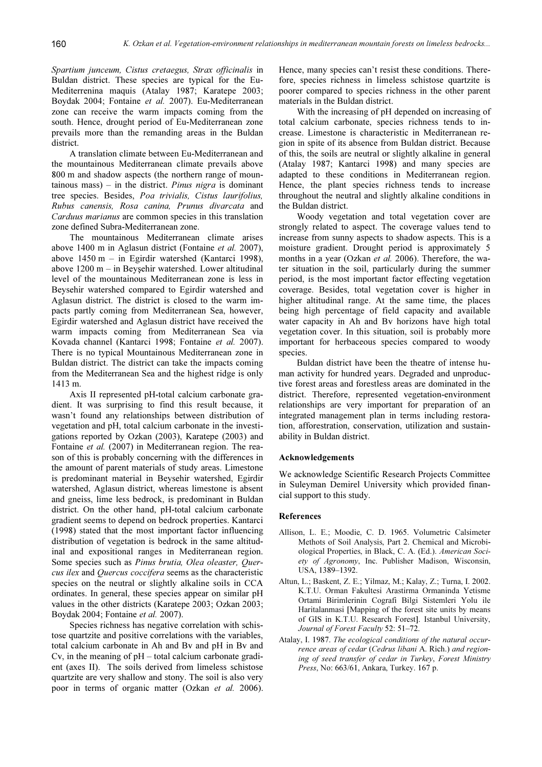*Spartium junceum, Cistus cretaegus, Strax officinalis* in Buldan district. These species are typical for the Eu-Mediterrenina maquis (Atalay 1987; Karatepe 2003; Boydak 2004; Fontaine *et al.* 2007). Eu-Mediterranean zone can receive the warm impacts coming from the south. Hence, drought period of Eu-Mediterranean zone prevails more than the remanding areas in the Buldan district.

A translation climate between Eu-Mediterranean and the mountainous Mediterranean climate prevails above 800 m and shadow aspects (the northern range of mountainous mass) – in the district. *Pinus nigra* is dominant tree species. Besides, *Poa trivialis, Cistus laurifolius, Rubus canensis, Rosa canina, Prunus divarcata* and *Carduus marianus* are common species in this translation zone defined Subra-Mediterranean zone.

The mountainous Mediterranean climate arises above 1400 m in Aglasun district (Fontaine *et al.* 2007), above 1450 m – in Egirdir watershed (Kantarci 1998), above 1200 m – in Beyşehir watershed. Lower altitudinal level of the mountainous Mediterranean zone is less in Beysehir watershed compared to Egirdir watershed and Aglasun district. The district is closed to the warm impacts partly coming from Mediterranean Sea, however, Egirdir watershed and Aglasun district have received the warm impacts coming from Mediterranean Sea via Kovada channel (Kantarci 1998; Fontaine *et al.* 2007). There is no typical Mountainous Mediterranean zone in Buldan district. The district can take the impacts coming from the Mediterranean Sea and the highest ridge is only 1413 m.

Axis II represented pH-total calcium carbonate gradient. It was surprising to find this result because, it wasn't found any relationships between distribution of vegetation and pH, total calcium carbonate in the investigations reported by Ozkan (2003), Karatepe (2003) and Fontaine *et al.* (2007) in Mediterranean region. The reason of this is probably concerning with the differences in the amount of parent materials of study areas. Limestone is predominant material in Beysehir watershed, Egirdir watershed, Aglasun district, whereas limestone is absent and gneiss, lime less bedrock, is predominant in Buldan district. On the other hand, pH-total calcium carbonate gradient seems to depend on bedrock properties. Kantarci (1998) stated that the most important factor influencing distribution of vegetation is bedrock in the same altitudinal and expositional ranges in Mediterranean region. Some species such as *Pinus brutia, Olea oleaster, Quercus ilex* and *Quercus coccifera* seems as the characteristic species on the neutral or slightly alkaline soils in CCA ordinates. In general, these species appear on similar pH values in the other districts (Karatepe 2003; Ozkan 2003; Boydak 2004; Fontaine *et al.* 2007).

Species richness has negative correlation with schistose quartzite and positive correlations with the variables, total calcium carbonate in Ah and Bv and pH in Bv and Cv, in the meaning of pH – total calcium carbonate gradient (axes II). The soils derived from limeless schistose quartzite are very shallow and stony. The soil is also very poor in terms of organic matter (Ozkan *et al.* 2006). Hence, many species can't resist these conditions. Therefore, species richness in limeless schistose quartzite is poorer compared to species richness in the other parent materials in the Buldan district.

With the increasing of pH depended on increasing of total calcium carbonate, species richness tends to increase. Limestone is characteristic in Mediterranean region in spite of its absence from Buldan district. Because of this, the soils are neutral or slightly alkaline in general (Atalay 1987; Kantarci 1998) and many species are adapted to these conditions in Mediterranean region. Hence, the plant species richness tends to increase throughout the neutral and slightly alkaline conditions in the Buldan district.

Woody vegetation and total vegetation cover are strongly related to aspect. The coverage values tend to increase from sunny aspects to shadow aspects. This is a moisture gradient. Drought period is approximately 5 months in a year (Ozkan *et al.* 2006). Therefore, the water situation in the soil, particularly during the summer period, is the most important factor effecting vegetation coverage. Besides, total vegetation cover is higher in higher altitudinal range. At the same time, the places being high percentage of field capacity and available water capacity in Ah and Bv horizons have high total vegetation cover. In this situation, soil is probably more important for herbaceous species compared to woody species.

Buldan district have been the theatre of intense human activity for hundred years. Degraded and unproductive forest areas and forestless areas are dominated in the district. Therefore, represented vegetation-environment relationships are very important for preparation of an integrated management plan in terms including restoration, afforestration, conservation, utilization and sustainability in Buldan district.

### Acknowledgements

We acknowledge Scientific Research Projects Committee in Suleyman Demirel University which provided financial support to this study.

### References

Allison, L. E.; Moodie, C. D. 1965. Volumetric Calsimeter Methots of Soil Analysis, Part 2. Chemical and Microbiological Properties, in Black, C. A. (Ed.). *American Society of Agronomy*, Inc. Publisher Madison, Wisconsin, USA, 1389–1392.

Altun, L.; Baskent, Z. E.; Yilmaz, M.; Kalay, Z.; Turna, I. 2002. K.T.U. Orman Fakultesi Arastirma Ormaninda Yetisme Ortami Birimlerinin Cografi Bilgi Sistemleri Yolu ile Haritalanmasi [Mapping of the forest site units by means of GIS in K.T.U. Research Forest]. Istanbul University, *Journal of Forest Faculty* 52: 51–72.

Atalay, I. 1987. *The ecological conditions of the natural occurrence areas of cedar* (*Cedrus libani* A. Rich.) *and regioning of seed transfer of cedar in Turkey*, *Forest Ministry Press*, No: 663/61, Ankara, Turkey. 167 p.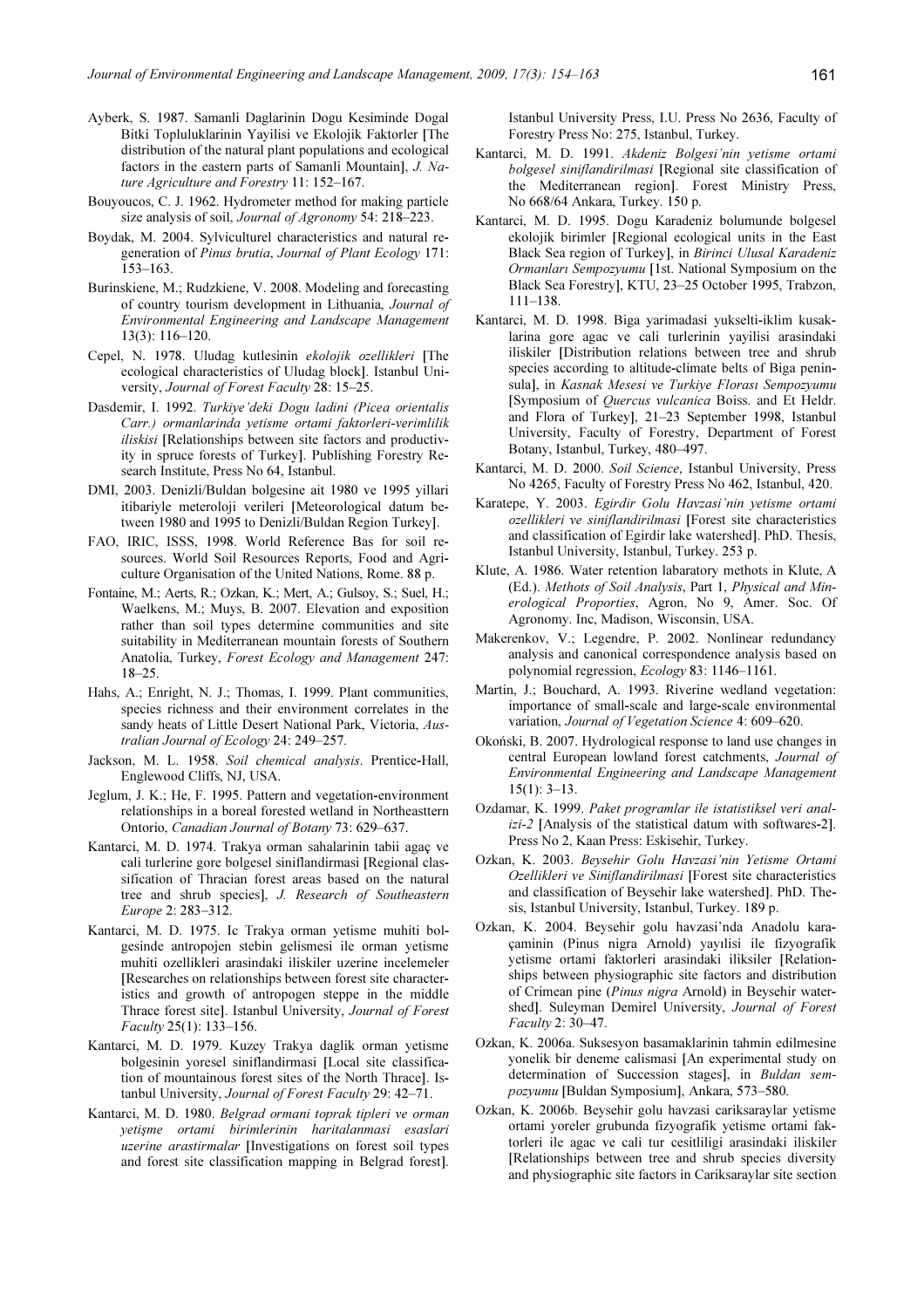Ayberk, S. 1987. Samanli Daglarinin Dogu Kesiminde Dogal Bitki Topluluklarinin Yayilisi ve Ekolojik Faktorler [The distribution of the natural plant populations and ecological factors in the eastern parts of Samanli Mountain], *J. Nature Agriculture and Forestry* 11: 152–167.

Bouyoucos, C. J. 1962. Hydrometer method for making particle size analysis of soil, *Journal of Agronomy* 54: 218–223.

Boydak, M. 2004. Sylviculturel characteristics and natural regeneration of *Pinus brutia*, *Journal of Plant Ecology* 171: 153–163.

Burinskiene, M.; Rudzkiene, V. 2008. Modeling and forecasting of country tourism development in Lithuania, *Journal of Environmental Engineering and Landscape Management* 13(3): 116–120.

Cepel, N. 1978. Uludag kutlesinin *ekolojik ozellikleri* [The ecological characteristics of Uludag block]. Istanbul University, *Journal of Forest Faculty* 28: 15–25.

Dasdemir, I. 1992. *Turkiye'deki Dogu ladini (Picea orientalis Carr.) ormanlarinda yetisme ortami faktorleri-verimlilik iliskisi* [Relationships between site factors and productivity in spruce forests of Turkey]. Publishing Forestry Research Institute, Press No 64, Istanbul.

DMI, 2003. Denizli/Buldan bolgesine ait 1980 ve 1995 yillari itibariyle meteroloji verileri [Meteorological datum between 1980 and 1995 to Denizli/Buldan Region Turkey].

FAO, IRIC, ISSS, 1998. World Reference Bas for soil resources. World Soil Resources Reports, Food and Agriculture Organisation of the United Nations, Rome. 88 p.

Fontaine, M.; Aerts, R.; Ozkan, K.; Mert, A.; Gulsoy, S.; Suel, H.; Waelkens, M.; Muys, B. 2007. Elevation and exposition rather than soil types determine communities and site suitability in Mediterranean mountain forests of Southern Anatolia, Turkey, *Forest Ecology and Management* 247: 18–25.

Hahs, A.; Enright, N. J.; Thomas, I. 1999. Plant communities, species richness and their environment correlates in the sandy heats of Little Desert National Park, Victoria, *Australian Journal of Ecology* 24: 249–257.

Jackson, M. L. 1958. *Soil chemical analysis*. Prentice-Hall, Englewood Cliffs, NJ, USA.

Jeglum, J. K.; He, F. 1995. Pattern and vegetation-environment relationships in a boreal forested wetland in Northeasttern Ontorio, *Canadian Journal of Botany* 73: 629–637.

Kantarci, M. D. 1974. Trakya orman sahalarinin tabii agaç ve cali turlerine gore bolgesel siniflandirmasi [Regional classification of Thracian forest areas based on the natural tree and shrub species], *J. Research of Southeastern Europe* 2: 283–312.

Kantarci, M. D. 1975. Ic Trakya orman yetisme muhiti bolgesinde antropojen stebin gelismesi ile orman yetisme muhiti ozellikleri arasindaki iliskiler uzerine incelemeler [Researches on relationships between forest site characteristics and growth of antropogen steppe in the middle Thrace forest site]. Istanbul University, *Journal of Forest Faculty* 25(1): 133–156.

Kantarci, M. D. 1979. Kuzey Trakya daglik orman yetisme bolgesinin yoresel siniflandirmasi [Local site classification of mountainous forest sites of the North Thrace]. Istanbul University, *Journal of Forest Faculty* 29: 42–71.

Kantarci, M. D. 1980. *Belgrad ormani toprak tipleri ve orman yetişme ortami birimlerinin haritalanmasi esaslari uzerine arastirmalar* [Investigations on forest soil types and forest site classification mapping in Belgrad forest]. Istanbul University Press, I.U. Press No 2636, Faculty of Forestry Press No: 275, Istanbul, Turkey.

Kantarci, M. D. 1991. *Akdeniz Bolgesi'nin yetisme ortami bolgesel siniflandirilmasi* [Regional site classification of the Mediterranean region]. Forest Ministry Press, No 668/64 Ankara, Turkey. 150 p.

Kantarci, M. D. 1995. Dogu Karadeniz bolumunde bolgesel ekolojik birimler [Regional ecological units in the East Black Sea region of Turkey], in *Birinci Ulusal Karadeniz Ormanları Sempozyumu* [1st. National Symposium on the Black Sea Forestry], KTU, 23–25 October 1995, Trabzon, 111–138.

Kantarci, M. D. 1998. Biga yarimadasi yukselti-iklim kusaklarina gore agac ve cali turlerinin yayilisi arasindaki iliskiler [Distribution relations between tree and shrub species according to altitude-climate belts of Biga peninsula], in *Kasnak Mesesi ve Turkiye Florası Sempozyumu* [Symposium of *Quercus vulcanica* Boiss. and Et Heldr. and Flora of Turkey], 21–23 September 1998, Istanbul University, Faculty of Forestry, Department of Forest Botany, Istanbul, Turkey, 480–497.

Kantarci, M. D. 2000. *Soil Science*, Istanbul University, Press No 4265, Faculty of Forestry Press No 462, Istanbul, 420.

Karatepe, Y. 2003. *Egirdir Golu Havzasi'nin yetisme ortami ozellikleri ve siniflandirilmasi* [Forest site characteristics and classification of Egirdir lake watershed]. PhD. Thesis, Istanbul University, Istanbul, Turkey. 253 p.

Klute, A. 1986. Water retention labaratory methods in Klute, A (Ed.). *Methods of Soil Analysis*, Part 1, *Physical and Mineralogical Properties*, Agron, No 9, Amer. Soc. Of Agronomy. Inc, Madison, Wisconsin, USA.

Makerenkov, V.; Legendre, P. 2002. Nonlinear redundancy analysis and canonical correspondence analysis based on polynomial regression, *Ecology* 83: 1146–1161.

Martin, J.; Bouchard, A. 1993. Riverine wedland vegetation: importance of small-scale and large-scale environmental variation, *Journal of Vegetation Science* 4: 609–620.

Okoński, B. 2007. Hydrological response to land use changes in central European lowland forest catchments, *Journal of Environmental Engineering and Landscape Management* 15(1): 3–13.

Ozdamar, K. 1999. *Paket programlar ile istatistiksel veri analizi-2* [Analysis of the statistical datum with softwares-2]. Press No 2, Kaan Press: Eskisehir, Turkey.

Ozkan, K. 2003. *Beysehir Golu Havzasi'nin Yetisme Ortami Ozellikleri ve Siniflandirilmasi* [Forest site characteristics and classification of Beysehir lake watershed]. PhD. Thesis, Istanbul University, Istanbul, Turkey. 189 p.

Ozkan, K. 2004. Beysehir golu havzasi'nda Anadolu karaçaminin (Pinus nigra Arnold) yayılisi ile fizyografik yetisme ortami faktorleri arasindaki iliksiler [Relationships between physiographic site factors and distribution of Crimean pine (*Pinus nigra* Arnold) in Beysehir watershed]. Suleyman Demirel University, *Journal of Forest Faculty* 2: 30–47.

Ozkan, K. 2006a. Suksesyon basamaklarinin tahmin edilmesine yonelik bir deneme calismasi [An experimental study on determination of Succession stages], in *Buldan sempozyumu* [Buldan Symposium], Ankara, 573–580.

Ozkan, K. 2006b. Beysehir golu havzasi cariksaraylar yetisme ortami yoreler grubunda fizyografik yetisme ortami faktorleri ile agac ve cali tur cesitliligi arasindaki iliskiler [Relationships between tree and shrub species diversity and physiographic site factors in Cariksaraylar site section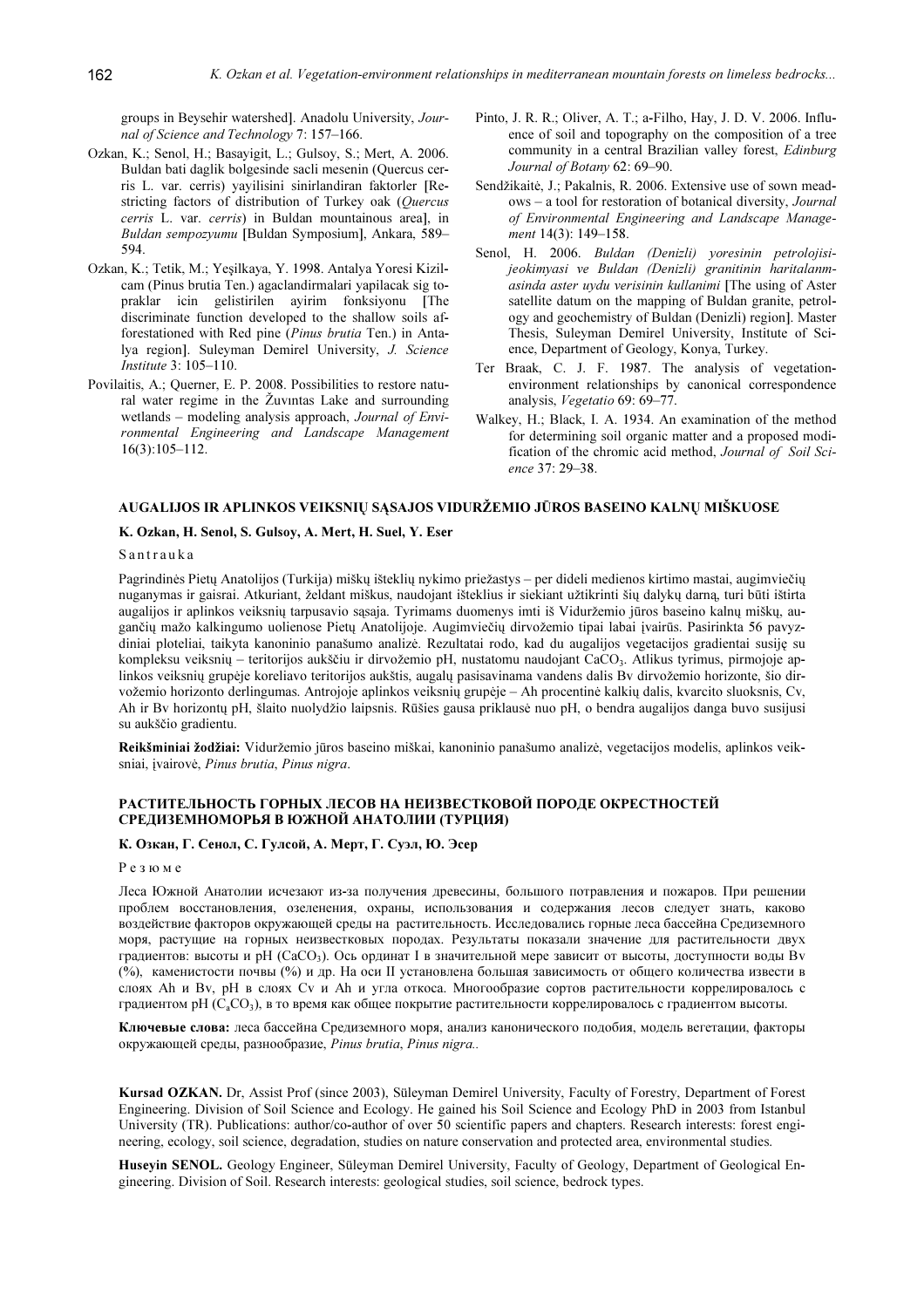groups in Beysehir watershed]. Anadolu University, *Journal of Science and Technology* 7: 157–166.

Ozkan, K.; Senol, H.; Basayigit, L.; Gulsoy, S.; Mert, A. 2006. Buldan bati daglik bolgesinde sacli mesenin (Quercus cerris L. var. cerris) yayilisini sinirlandiran faktorler [Restricting factors of distribution of Turkey oak (*Quercus cerris* L. var. *cerris*) in Buldan mountainous area], in *Buldan sempozyumu* [Buldan Symposium], Ankara, 589–594.

Ozkan, K.; Tetik, M.; Yeşilkaya, Y. 1998. Antalya Yoresi Kizilcam (Pinus brutia Ten.) agaclandirmalari yapilacak sig topraklar icin gelistirilen ayirim fonksiyonu [The discriminate function developed to the shallow soils afforestationed with Red pine (*Pinus brutia* Ten.) in Antalya region]. Suleyman Demirel University, *J. Science Institute* 3: 105–110.

Povilaitis, A.; Querner, E. P. 2008. Possibilities to restore natural water regime in the Žuvintas Lake and surrounding wetlands – modeling analysis approach, *Journal of Environmental Engineering and Landscape Management* 16(3):105–112.

Pinto, J. R. R.; Oliver, A. T.; a-Filho, Hay, J. D. V. 2006. Influence of soil and topography on the composition of a tree community in a central Brazilian valley forest, *Edinburg Journal of Botany* 62: 69–90.

Sendžikaitė, J.; Pakalnis, R. 2006. Extensive use of sown meadows – a tool for restoration of botanical diversity, *Journal of Environmental Engineering and Landscape Management* 14(3): 149–158.

Senol, H. 2006. *Buldan (Denizli) yoresinin petrolojisijeokimyasi ve Buldan (Denizli) granitinin haritalanmasinda aster uydu verisinin kullanimi* [The using of Aster satellite datum on the mapping of Buldan granite, petrology and geochemistry of Buldan (Denizli) region]. Master Thesis, Suleyman Demirel University, Institute of Science, Department of Geology, Konya, Turkey.

Ter Braak, C. J. F. 1987. The analysis of vegetation-environment relationships by canonical correspondence analysis, *Vegetatio* 69: 69–77.

Walkey, H.; Black, I. A. 1934. An examination of the method for determining soil organic matter and a proposed modification of the chromic acid method, *Journal of Soil Science* 37: 29–38.

## AUGALIJOS IR APLINKOS VEIKSNIŲ SĄSAJOS VIDURŽEMIO JŪROS BASEINO KALNŲ MIŠKUOSE

**K. Ozkan, H. Senol, S. Gulsoy, A. Mert, H. Suel, Y. Eser**

Santrauka

Pagrindinės Pietų Anatolijos (Turkija) miškų išteklių nykimo priežastys – per dideli medienos kirtimo mastai, augimviečių nuganymas ir gaisrai. Atkuriant, želdant miškus, naudojant išteklius ir siekiant užtikrinti šių dalykų darną, turi būti ištirta augalijos ir aplinkos veiksnių tarpusavio sąsaja. Tyrimams duomenys imti iš Viduržemio jūros baseino kalnų miškų, augančių mažo kalkingumo uolienose Pietų Anatolijoje. Augimviečių dirvožemio tipai labai įvairūs. Pasirinkta 56 pavyzdiniai ploteliai, taikyta kanoninio panašumo analizė. Rezultatai rodo, kad du augalijos vegetacijos gradientai susiję su kompleksu veiksnių – teritorijos aukščiu ir dirvožemio pH, nustatomu naudojant $CaCO_3$. Atlikus tyrimus, pirmojoje aplinkos veiksnių grupėje koreliavo teritorijos aukštis, augalų pasisavinama vandens dalis Bv dirvožemio horizonte, šio dirvožemio horizonto derlingumas. Antrojoje aplinkos veiksnių grupėje – Ah procentinė kalkių dalis, kvarcito sluoksnis, Cv, Ah ir Bv horizontų pH, šlaito nuolydžio laipsnis. Rūšies gausa priklausė nuo pH, o bendra augalijos danga buvo susijusi su aukščio gradientu.

**Reikšminiai žodžiai:** Viduržemio jūros baseino miškai, kanoninio panašumo analizė, vegetacijos modelis, aplinkos veiksniai, įvairovė, *Pinus brutia*, *Pinus nigra*.

## РАСТИТЕЛЬНОСТЬ ГОРНЫХ ЛЕСОВ НА НЕИЗВЕСТКОВОЙ ПОРОДЕ ОКРЕСТНОСТЕЙ СРЕДИЗЕМНОМОРЬЯ В ЮЖНОЙ АНАТОЛИИ (ТУРЦИЯ)

**К. Озкан, Г. Сенол, С. Гулсой, А. Мерт, Г. Суэл, Ю. Эсер**

Резюме

Леса Южной Анатолии исчезают из-за получения древесины, большого потравления и пожаров. При решении проблем восстановления, озеленения, охраны, использования и содержания лесов следует знать, каково воздействие факторов окружающей среды на растительность. Исследовались горные леса бассейна Средиземного моря, растущие на горных неизвестковых породах. Результаты показали значение для растительности двух градиентов: высоты и pH ($CaCO_3$). Ось ординат I в значительной мере зависит от высоты, доступности воды Bv (%), каменистости почвы (%) и др. На оси II установлена большая зависимость от общего количества извести в слоях Ah и Bv, pH в слоях Cv и Ah и угла откоса. Многообразие сортов растительности коррелировалось с градиентом pH ($C_aCO_3$), в то время как общее покрытие растительности коррелировалось с градиентом высоты.

**Ключевые слова:** леса бассейна Средиземного моря, анализ канонического подобия, модель вегетации, факторы окружающей среды, разнообразие, *Pinus brutia*, *Pinus nigra.*.

**Kursad OZKAN.** Dr, Assist Prof (since 2003), Süleyman Demirel University, Faculty of Forestry, Department of Forest Engineering. Division of Soil Science and Ecology. He gained his Soil Science and Ecology PhD in 2003 from Istanbul University (TR). Publications: author/co-author of over 50 scientific papers and chapters. Research interests: forest engineering, ecology, soil science, degradation, studies on nature conservation and protected area, environmental studies.

**Huseyin SENOL.** Geology Engineer, Süleyman Demirel University, Faculty of Geology, Department of Geological Engineering. Division of Soil. Research interests: geological studies, soil science, bedrock types.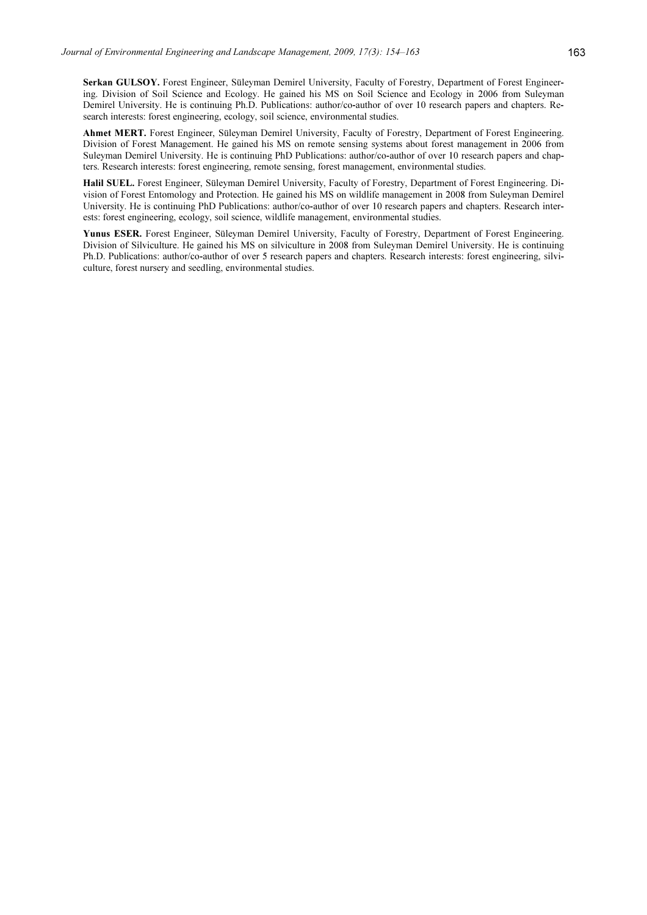**Serkan GULSOY.** Forest Engineer, Süleyman Demirel University, Faculty of Forestry, Department of Forest Engineering. Division of Soil Science and Ecology. He gained his MS on Soil Science and Ecology in 2006 from Suleyman Demirel University. He is continuing Ph.D. Publications: author/co-author of over 10 research papers and chapters. Research interests: forest engineering, ecology, soil science, environmental studies.

**Ahmet MERT.** Forest Engineer, Süleyman Demirel University, Faculty of Forestry, Department of Forest Engineering. Division of Forest Management. He gained his MS on remote sensing systems about forest management in 2006 from Suleyman Demirel University. He is continuing PhD Publications: author/co-author of over 10 research papers and chapters. Research interests: forest engineering, remote sensing, forest management, environmental studies.

**Halil SUEL.** Forest Engineer, Süleyman Demirel University, Faculty of Forestry, Department of Forest Engineering. Division of Forest Entomology and Protection. He gained his MS on wildlife management in 2008 from Suleyman Demirel University. He is continuing PhD Publications: author/co-author of over 10 research papers and chapters. Research interests: forest engineering, ecology, soil science, wildlife management, environmental studies.

**Yunus ESER.** Forest Engineer, Süleyman Demirel University, Faculty of Forestry, Department of Forest Engineering. Division of Silviculture. He gained his MS on silviculture in 2008 from Suleyman Demirel University. He is continuing Ph.D. Publications: author/co-author of over 5 research papers and chapters. Research interests: forest engineering, silviculture, forest nursery and seedling, environmental studies.